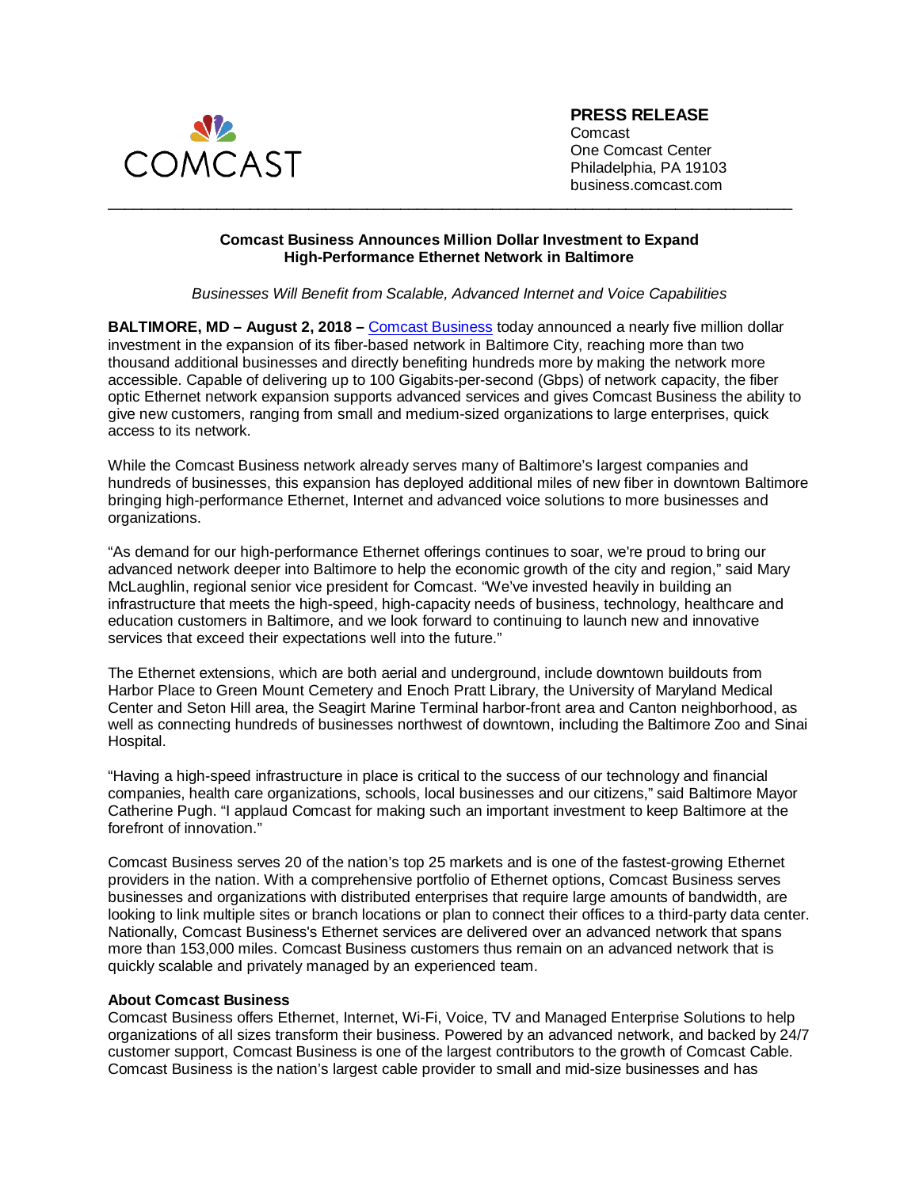COMCAST

**PRESS RELEASE**
Comcast
One Comcast Center
Philadelphia, PA 19103
business.comcast.com

---

**Comcast Business Announces Million Dollar Investment to Expand High-Performance Ethernet Network in Baltimore**

*Businesses Will Benefit from Scalable, Advanced Internet and Voice Capabilities*

**BALTIMORE, MD – August 2, 2018 –** Comcast Business today announced a nearly five million dollar investment in the expansion of its fiber-based network in Baltimore City, reaching more than two thousand additional businesses and directly benefiting hundreds more by making the network more accessible. Capable of delivering up to 100 Gigabits-per-second (Gbps) of network capacity, the fiber optic Ethernet network expansion supports advanced services and gives Comcast Business the ability to give new customers, ranging from small and medium-sized organizations to large enterprises, quick access to its network.

While the Comcast Business network already serves many of Baltimore's largest companies and hundreds of businesses, this expansion has deployed additional miles of new fiber in downtown Baltimore bringing high-performance Ethernet, Internet and advanced voice solutions to more businesses and organizations.

"As demand for our high-performance Ethernet offerings continues to soar, we're proud to bring our advanced network deeper into Baltimore to help the economic growth of the city and region," said Mary McLaughlin, regional senior vice president for Comcast. "We've invested heavily in building an infrastructure that meets the high-speed, high-capacity needs of business, technology, healthcare and education customers in Baltimore, and we look forward to continuing to launch new and innovative services that exceed their expectations well into the future."

The Ethernet extensions, which are both aerial and underground, include downtown buildouts from Harbor Place to Green Mount Cemetery and Enoch Pratt Library, the University of Maryland Medical Center and Seton Hill area, the Seagirt Marine Terminal harbor-front area and Canton neighborhood, as well as connecting hundreds of businesses northwest of downtown, including the Baltimore Zoo and Sinai Hospital.

"Having a high-speed infrastructure in place is critical to the success of our technology and financial companies, health care organizations, schools, local businesses and our citizens," said Baltimore Mayor Catherine Pugh. "I applaud Comcast for making such an important investment to keep Baltimore at the forefront of innovation."

Comcast Business serves 20 of the nation's top 25 markets and is one of the fastest-growing Ethernet providers in the nation. With a comprehensive portfolio of Ethernet options, Comcast Business serves businesses and organizations with distributed enterprises that require large amounts of bandwidth, are looking to link multiple sites or branch locations or plan to connect their offices to a third-party data center. Nationally, Comcast Business's Ethernet services are delivered over an advanced network that spans more than 153,000 miles. Comcast Business customers thus remain on an advanced network that is quickly scalable and privately managed by an experienced team.

**About Comcast Business**

Comcast Business offers Ethernet, Internet, Wi-Fi, Voice, TV and Managed Enterprise Solutions to help organizations of all sizes transform their business. Powered by an advanced network, and backed by 24/7 customer support, Comcast Business is one of the largest contributors to the growth of Comcast Cable. Comcast Business is the nation's largest cable provider to small and mid-size businesses and has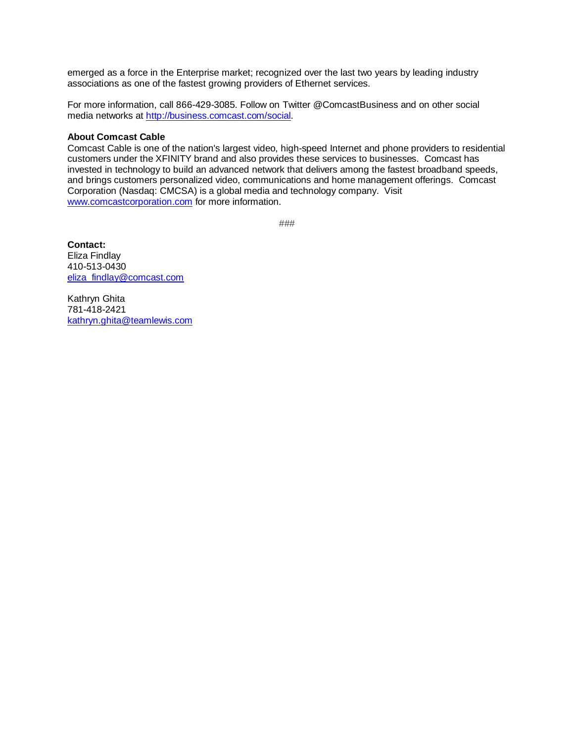emerged as a force in the Enterprise market; recognized over the last two years by leading industry associations as one of the fastest growing providers of Ethernet services.

For more information, call 866-429-3085. Follow on Twitter @ComcastBusiness and on other social media networks at http://business.comcast.com/social.

**About Comcast Cable**
Comcast Cable is one of the nation's largest video, high-speed Internet and phone providers to residential customers under the XFINITY brand and also provides these services to businesses. Comcast has invested in technology to build an advanced network that delivers among the fastest broadband speeds, and brings customers personalized video, communications and home management offerings. Comcast Corporation (Nasdaq: CMCSA) is a global media and technology company. Visit www.comcastcorporation.com for more information.

###

**Contact:**
Eliza Findlay
410-513-0430
eliza_findlay@comcast.com

Kathryn Ghita
781-418-2421
kathryn.ghita@teamlewis.com